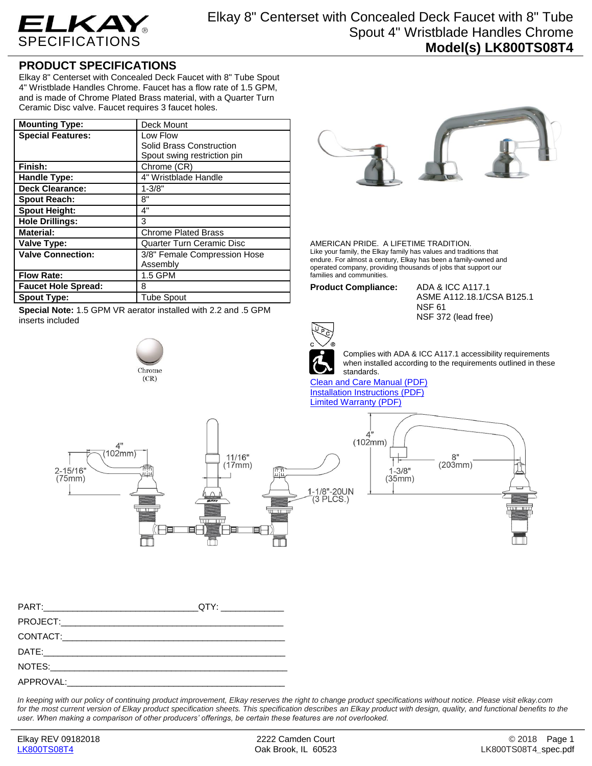# ELKAY SPECIFICATIONS

## Elkay 8" Centerset with Concealed Deck Faucet with 8" Tube Spout 4" Wristblade Handles Chrome

**Model(s) LK800TS08T4**

## PRODUCT SPECIFICATIONS

Elkay 8" Centerset with Concealed Deck Faucet with 8" Tube Spout 4" Wristblade Handles Chrome. Faucet has a flow rate of 1.5 GPM, and is made of Chrome Plated Brass material, with a Quarter Turn Ceramic Disc valve. Faucet requires 3 faucet holes.

| | |
|---|---|
| **Mounting Type:** | Deck Mount |
| **Special Features:** | Low Flow<br>Solid Brass Construction<br>Spout swing restriction pin |
| **Finish:** | Chrome (CR) |
| **Handle Type:** | 4" Wristblade Handle |
| **Deck Clearance:** | 1-3/8" |
| **Spout Reach:** | 8" |
| **Spout Height:** | 4" |
| **Hole Drillings:** | 3 |
| **Material:** | Chrome Plated Brass |
| **Valve Type:** | Quarter Turn Ceramic Disc |
| **Valve Connection:** | 3/8" Female Compression Hose Assembly |
| **Flow Rate:** | 1.5 GPM |
| **Faucet Hole Spread:** | 8 |
| **Spout Type:** | Tube Spout |

**Special Note:** 1.5 GPM VR aerator installed with 2.2 and .5 GPM inserts included

Chrome (CR)

AMERICAN PRIDE. A LIFETIME TRADITION.
Like your family, the Elkay family has values and traditions that endure. For almost a century, Elkay has been a family-owned and operated company, providing thousands of jobs that support our families and communities.

**Product Compliance:** ADA & ICC A117.1
ASME A112.18.1/CSA B125.1
NSF 61
NSF 372 (lead free)

Complies with ADA & ICC A117.1 accessibility requirements when installed according to the requirements outlined in these standards.

Clean and Care Manual (PDF)
Installation Instructions (PDF)
Limited Warranty (PDF)

4" (102mm) · 2-15/16" (75mm) · 11/16" (17mm) · 1-1/8"-20UN (3 PLCS.) · 4" (102mm) · 1-3/8" (35mm) · 8" (203mm)

PART:________________________________QTY: _____________

PROJECT:_______________________________________________

CONTACT:_______________________________________________

DATE:__________________________________________________

NOTES:_________________________________________________

APPROVAL:______________________________________________

*In keeping with our policy of continuing product improvement, Elkay reserves the right to change product specifications without notice. Please visit elkay.com for the most current version of Elkay product specification sheets. This specification describes an Elkay product with design, quality, and functional benefits to the user. When making a comparison of other producers' offerings, be certain these features are not overlooked.*

Elkay REV 09182018
LK800TS08T4

2222 Camden Court
Oak Brook, IL 60523

© 2018
LK800TS08T4_spec.pdf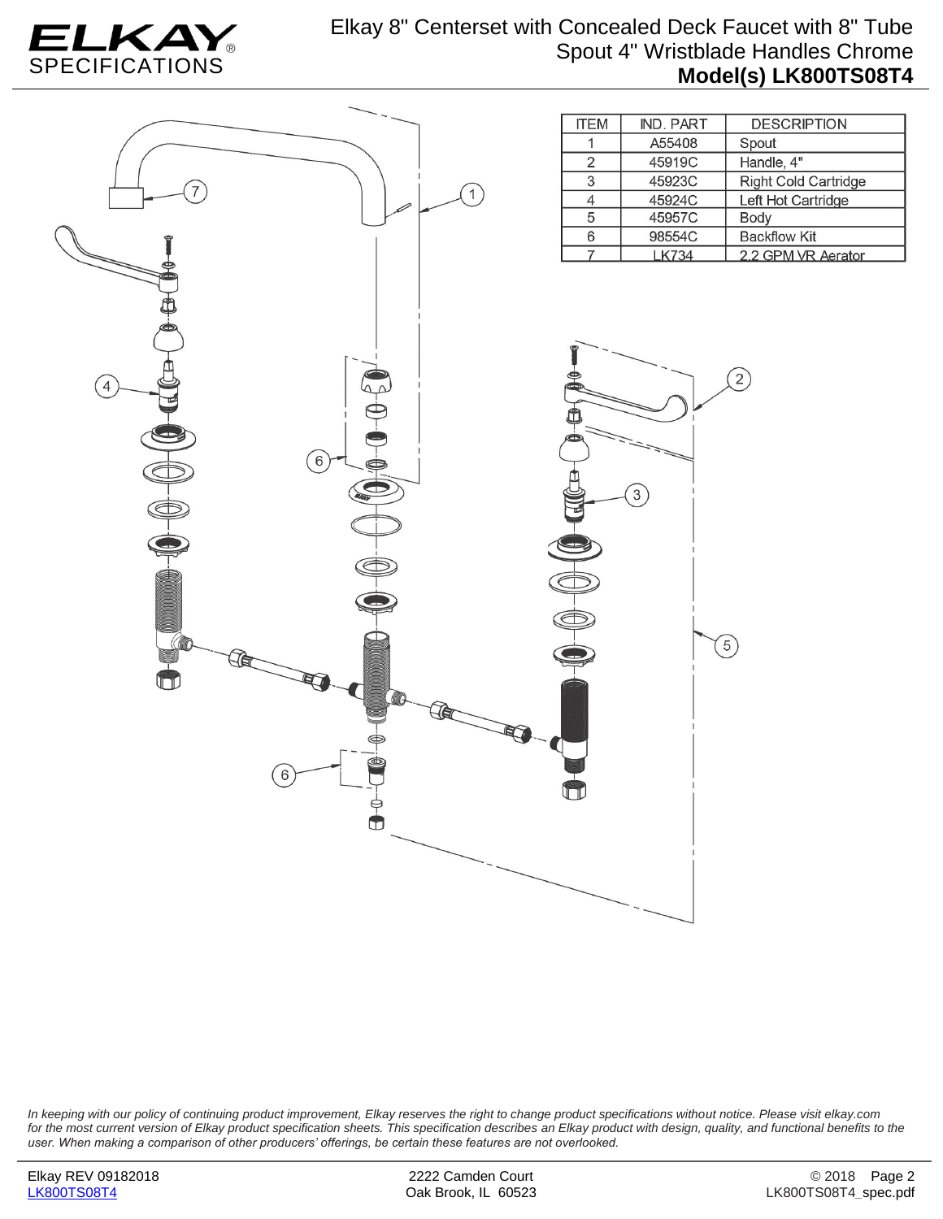# Elkay 8" Centerset with Concealed Deck Faucet with 8" Tube Spout 4" Wristblade Handles Chrome

**Model(s) LK800TS08T4**

| ITEM | IND. PART | DESCRIPTION |
|---|---|---|
| 1 | A55408 | Spout |
| 2 | 45919C | Handle, 4" |
| 3 | 45923C | Right Cold Cartridge |
| 4 | 45924C | Left Hot Cartridge |
| 5 | 45957C | Body |
| 6 | 98554C | Backflow Kit |
| 7 | LK734 | 2.2 GPM VR Aerator |

*In keeping with our policy of continuing product improvement, Elkay reserves the right to change product specifications without notice. Please visit elkay.com for the most current version of Elkay product specification sheets. This specification describes an Elkay product with design, quality, and functional benefits to the user. When making a comparison of other producers' offerings, be certain these features are not overlooked.*

Elkay REV 09182018
LK800TS08T4

2222 Camden Court
Oak Brook, IL 60523

© 2018
LK800TS08T4_spec.pdf